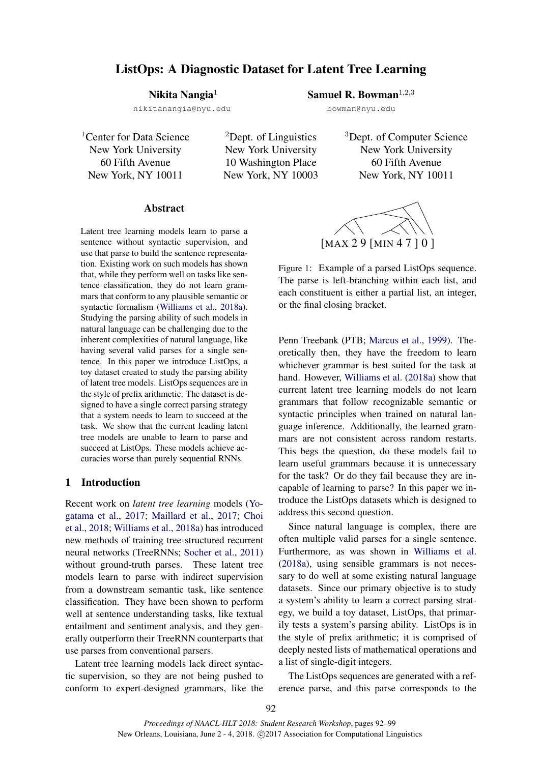# ListOps: A Diagnostic Dataset for Latent Tree Learning

**Nikita Nangia**[1]
nikitanangia@nyu.edu

**Samuel R. Bowman**[1,2,3]
bowman@nyu.edu

[1]Center for Data Science, New York University, 60 Fifth Avenue, New York, NY 10011

[2]Dept. of Linguistics, New York University, 10 Washington Place, New York, NY 10003

[3]Dept. of Computer Science, New York University, 60 Fifth Avenue, New York, NY 10011

## Abstract

Latent tree learning models learn to parse a sentence without syntactic supervision, and use that parse to build the sentence representation. Existing work on such models has shown that, while they perform well on tasks like sentence classification, they do not learn grammars that conform to any plausible semantic or syntactic formalism (Williams et al., 2018a). Studying the parsing ability of such models in natural language can be challenging due to the inherent complexities of natural language, like having several valid parses for a single sentence. In this paper we introduce ListOps, a toy dataset created to study the parsing ability of latent tree models. ListOps sequences are in the style of prefix arithmetic. The dataset is designed to have a single correct parsing strategy that a system needs to learn to succeed at the task. We show that the current leading latent tree models are unable to learn to parse and succeed at ListOps. These models achieve accuracies worse than purely sequential RNNs.

## 1 Introduction

Recent work on *latent tree learning* models (Yogatama et al., 2017; Maillard et al., 2017; Choi et al., 2018; Williams et al., 2018a) has introduced new methods of training tree-structured recurrent neural networks (TreeRNNs; Socher et al., 2011) without ground-truth parses. These latent tree models learn to parse with indirect supervision from a downstream semantic task, like sentence classification. They have been shown to perform well at sentence understanding tasks, like textual entailment and sentiment analysis, and they generally outperform their TreeRNN counterparts that use parses from conventional parsers.

Latent tree learning models lack direct syntactic supervision, so they are not being pushed to conform to expert-designed grammars, like the Penn Treebank (PTB; Marcus et al., 1999). Theoretically then, they have the freedom to learn whichever grammar is best suited for the task at hand. However, Williams et al. (2018a) show that current latent tree learning models do not learn grammars that follow recognizable semantic or syntactic principles when trained on natural language inference. Additionally, the learned grammars are not consistent across random restarts. This begs the question, do these models fail to learn useful grammars because it is unnecessary for the task? Or do they fail because they are incapable of learning to parse? In this paper we introduce the ListOps datasets which is designed to address this second question.

[MAX 2 9 [MIN 4 7 ] 0 ]

Figure 1: Example of a parsed ListOps sequence. The parse is left-branching within each list, and each constituent is either a partial list, an integer, or the final closing bracket.

Since natural language is complex, there are often multiple valid parses for a single sentence. Furthermore, as was shown in Williams et al. (2018a), using sensible grammars is not necessary to do well at some existing natural language datasets. Since our primary objective is to study a system's ability to learn a correct parsing strategy, we build a toy dataset, ListOps, that primarily tests a system's parsing ability. ListOps is in the style of prefix arithmetic; it is comprised of deeply nested lists of mathematical operations and a list of single-digit integers.

The ListOps sequences are generated with a reference parse, and this parse corresponds to the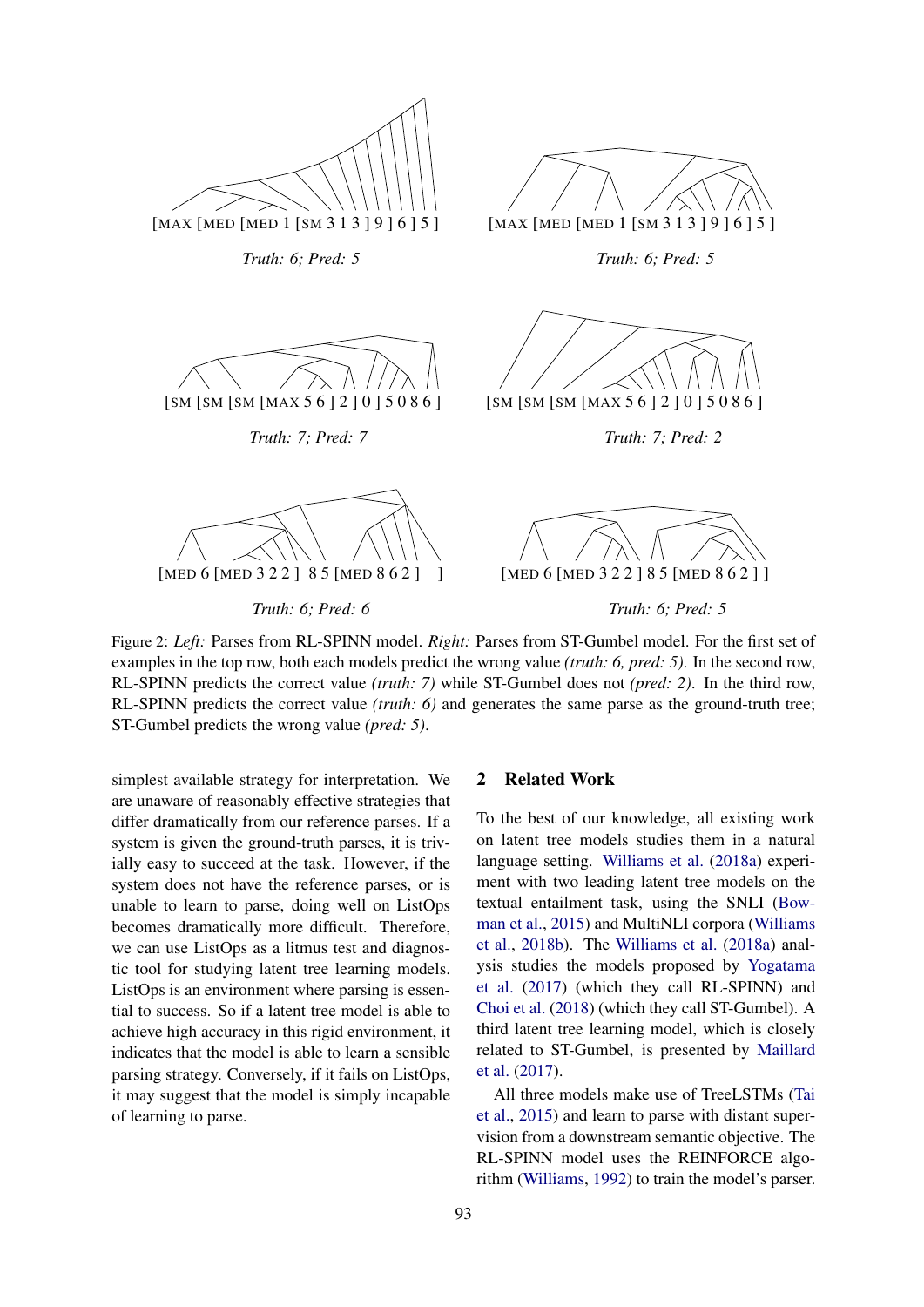[MAX [MED [MED 1 [SM 3 1 3 ] 9 ] 6 ] 5 ]

*Truth: 6; Pred: 5*

[MAX [MED [MED 1 [SM 3 1 3 ] 9 ] 6 ] 5 ]

*Truth: 6; Pred: 5*

[SM [SM [SM [MAX 5 6 ] 2 ] 0 ] 5 0 8 6 ]

*Truth: 7; Pred: 7*

[SM [SM [SM [MAX 5 6 ] 2 ] 0 ] 5 0 8 6 ]

*Truth: 7; Pred: 2*

[MED 6 [MED 3 2 2 ] 8 5 [MED 8 6 2 ] ]

*Truth: 6; Pred: 6*

[MED 6 [MED 3 2 2 ] 8 5 [MED 8 6 2 ] ]

*Truth: 6; Pred: 5*

Figure 2: *Left:* Parses from RL-SPINN model. *Right:* Parses from ST-Gumbel model. For the first set of examples in the top row, both each model predict the wrong value *(truth: 6, pred: 5)*. In the second row, RL-SPINN predicts the correct value *(truth: 7)* while ST-Gumbel does not *(pred: 2)*. In the third row, RL-SPINN predicts the correct value *(truth: 6)* and generates the same parse as the ground-truth tree; ST-Gumbel predicts the wrong value *(pred: 5)*.

simplest available strategy for interpretation. We are unaware of reasonably effective strategies that differ dramatically from our reference parses. If a system is given the ground-truth parses, it is trivially easy to succeed at the task. However, if the system does not have the reference parses, or is unable to learn to parse, doing well on ListOps becomes dramatically more difficult. Therefore, we can use ListOps as a litmus test and diagnostic tool for studying latent tree learning models. ListOps is an environment where parsing is essential to success. So if a latent tree model is able to achieve high accuracy in this rigid environment, it indicates that the model is able to learn a sensible parsing strategy. Conversely, if it fails on ListOps, it may suggest that the model is simply incapable of learning to parse.

## 2 Related Work

To the best of our knowledge, all existing work on latent tree models studies them in a natural language setting. Williams et al. (2018a) experiment with two leading latent tree models on the textual entailment task, using the SNLI (Bowman et al., 2015) and MultiNLI corpora (Williams et al., 2018b). The Williams et al. (2018a) analysis studies the models proposed by Yogatama et al. (2017) (which they call RL-SPINN) and Choi et al. (2018) (which they call ST-Gumbel). A third latent tree learning model, which is closely related to ST-Gumbel, is presented by Maillard et al. (2017).

All three models make use of TreeLSTMs (Tai et al., 2015) and learn to parse with distant supervision from a downstream semantic objective. The RL-SPINN model uses the REINFORCE algorithm (Williams, 1992) to train the model's parser.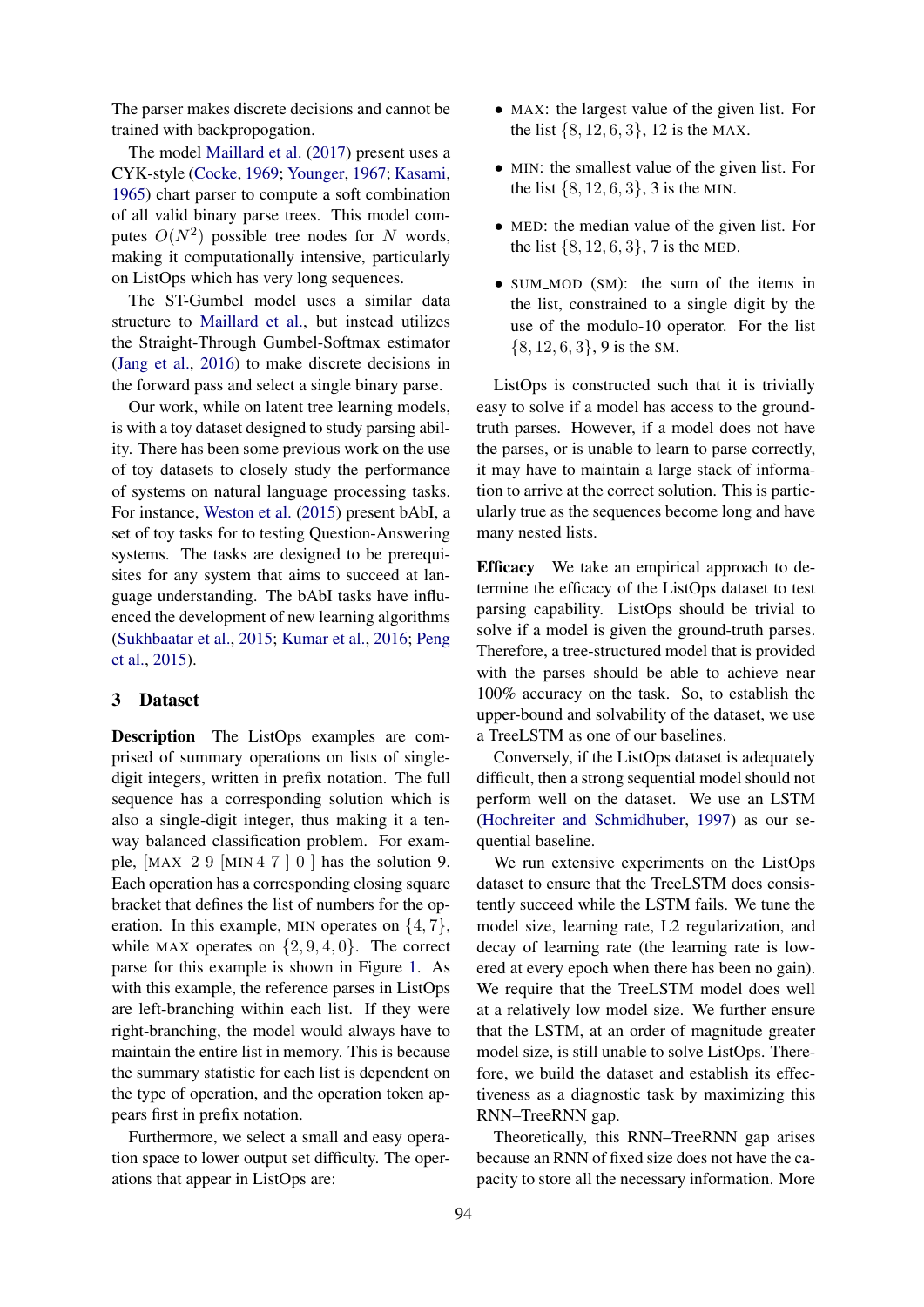The parser makes discrete decisions and cannot be trained with backpropogation.

The model Maillard et al. (2017) present uses a CYK-style (Cocke, 1969; Younger, 1967; Kasami, 1965) chart parser to compute a soft combination of all valid binary parse trees. This model computes $O(N^2)$ possible tree nodes for $N$ words, making it computationally intensive, particularly on ListOps which has very long sequences.

The ST-Gumbel model uses a similar data structure to Maillard et al., but instead utilizes the Straight-Through Gumbel-Softmax estimator (Jang et al., 2016) to make discrete decisions in the forward pass and select a single binary parse.

Our work, while on latent tree learning models, is with a toy dataset designed to study parsing ability. There has been some previous work on the use of toy datasets to closely study the performance of systems on natural language processing tasks. For instance, Weston et al. (2015) present bAbI, a set of toy tasks for to testing Question-Answering systems. The tasks are designed to be prerequisites for any system that aims to succeed at language understanding. The bAbI tasks have influenced the development of new learning algorithms (Sukhbaatar et al., 2015; Kumar et al., 2016; Peng et al., 2015).

## 3 Dataset

**Description** The ListOps examples are comprised of summary operations on lists of single-digit integers, written in prefix notation. The full sequence has a corresponding solution which is also a single-digit integer, thus making it a ten-way balanced classification problem. For example, [MAX 2 9 [MIN 4 7 ] 0 ] has the solution 9. Each operation has a corresponding closing square bracket that defines the list of numbers for the operation. In this example, MIN operates on $\{4, 7\}$, while MAX operates on $\{2, 9, 4, 0\}$. The correct parse for this example is shown in Figure 1. As with this example, the reference parses in ListOps are left-branching within each list. If they were right-branching, the model would always have to maintain the entire list in memory. This is because the summary statistic for each list is dependent on the type of operation, and the operation token appears first in prefix notation.

Furthermore, we select a small and easy operation space to lower output set difficulty. The operations that appear in ListOps are:

- MAX: the largest value of the given list. For the list $\{8, 12, 6, 3\}$, 12 is the MAX.
- MIN: the smallest value of the given list. For the list $\{8, 12, 6, 3\}$, 3 is the MIN.
- MED: the median value of the given list. For the list $\{8, 12, 6, 3\}$, 7 is the MED.
- SUM_MOD (SM): the sum of the items in the list, constrained to a single digit by the use of the modulo-10 operator. For the list $\{8, 12, 6, 3\}$, 9 is the SM.

ListOps is constructed such that it is trivially easy to solve if a model has access to the ground-truth parses. However, if a model does not have the parses, or is unable to learn to parse correctly, it may have to maintain a large stack of information to arrive at the correct solution. This is particularly true as the sequences become long and have many nested lists.

**Efficacy** We take an empirical approach to determine the efficacy of the ListOps dataset to test parsing capability. ListOps should be trivial to solve if a model is given the ground-truth parses. Therefore, a tree-structured model that is provided with the parses should be able to achieve near 100% accuracy on the task. So, to establish the upper-bound and solvability of the dataset, we use a TreeLSTM as one of our baselines.

Conversely, if the ListOps dataset is adequately difficult, then a strong sequential model should not perform well on the dataset. We use an LSTM (Hochreiter and Schmidhuber, 1997) as our sequential baseline.

We run extensive experiments on the ListOps dataset to ensure that the TreeLSTM does consistently succeed while the LSTM fails. We tune the model size, learning rate, L2 regularization, and decay of learning rate (the learning rate is lowered at every epoch when there has been no gain). We require that the TreeLSTM model does well at a relatively low model size. We further ensure that the LSTM, at an order of magnitude greater model size, is still unable to solve ListOps. Therefore, we build the dataset and establish its effectiveness as a diagnostic task by maximizing this RNN–TreeRNN gap.

Theoretically, this RNN–TreeRNN gap arises because an RNN of fixed size does not have the capacity to store all the necessary information. More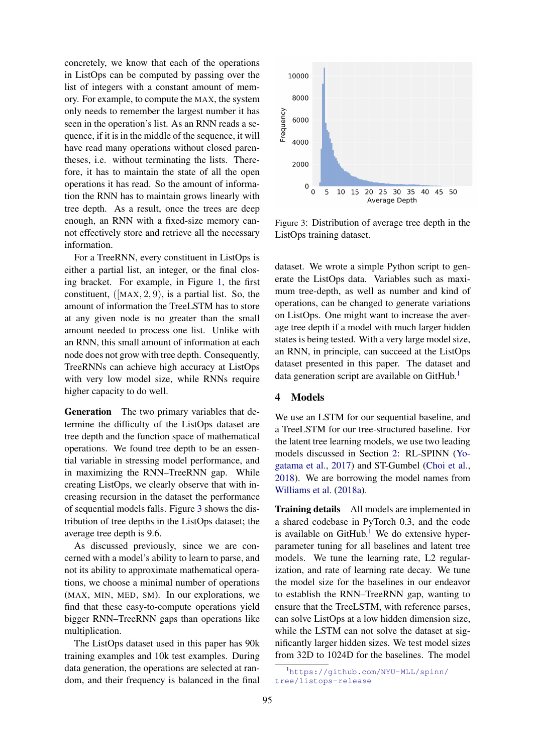concretely, we know that each of the operations in ListOps can be computed by passing over the list of integers with a constant amount of memory. For example, to compute the MAX, the system only needs to remember the largest number it has seen in the operation's list. As an RNN reads a sequence, if it is in the middle of the sequence, it will have read many operations without closed parentheses, i.e. without terminating the lists. Therefore, it has to maintain the state of all the open operations it has read. So the amount of information the RNN has to maintain grows linearly with tree depth. As a result, once the trees are deep enough, an RNN with a fixed-size memory cannot effectively store and retrieve all the necessary information.

For a TreeRNN, every constituent in ListOps is either a partial list, an integer, or the final closing bracket. For example, in Figure 1, the first constituent, ([MAX, 2, 9), is a partial list. So, the amount of information the TreeLSTM has to store at any given node is no greater than the small amount needed to process one list. Unlike with an RNN, this small amount of information at each node does not grow with tree depth. Consequently, TreeRNNs can achieve high accuracy at ListOps with very low model size, while RNNs require higher capacity to do well.

**Generation** The two primary variables that determine the difficulty of the ListOps dataset are tree depth and the function space of mathematical operations. We found tree depth to be an essential variable in stressing model performance, and in maximizing the RNN–TreeRNN gap. While creating ListOps, we clearly observe that with increasing recursion in the dataset the performance of sequential models falls. Figure 3 shows the distribution of tree depths in the ListOps dataset; the average tree depth is 9.6.

As discussed previously, since we are concerned with a model's ability to learn to parse, and not its ability to approximate mathematical operations, we choose a minimal number of operations (MAX, MIN, MED, SM). In our explorations, we find that these easy-to-compute operations yield bigger RNN–TreeRNN gaps than operations like multiplication.

The ListOps dataset used in this paper has 90k training examples and 10k test examples. During data generation, the operations are selected at random, and their frequency is balanced in the final dataset. We wrote a simple Python script to generate the ListOps data. Variables such as maximum tree-depth, as well as number and kind of operations, can be changed to generate variations on ListOps. One might want to increase the average tree depth if a model with much larger hidden states is being tested. With a very large model size, an RNN, in principle, can succeed at the ListOps dataset presented in this paper. The dataset and data generation script are available on GitHub.[1]

Figure 3: Distribution of average tree depth in the ListOps training dataset.

## 4 Models

We use an LSTM for our sequential baseline, and a TreeLSTM for our tree-structured baseline. For the latent tree learning models, we use two leading models discussed in Section 2: RL-SPINN (Yogatama et al., 2017) and ST-Gumbel (Choi et al., 2018). We are borrowing the model names from Williams et al. (2018a).

**Training details** All models are implemented in a shared codebase in PyTorch 0.3, and the code is available on GitHub.[1] We do extensive hyperparameter tuning for all baselines and latent tree models. We tune the learning rate, L2 regularization, and rate of learning rate decay. We tune the model size for the baselines in our endeavor to establish the RNN–TreeRNN gap, wanting to ensure that the TreeLSTM, with reference parses, can solve ListOps at a low hidden dimension size, while the LSTM can not solve the dataset at significantly larger hidden sizes. We test model sizes from 32D to 1024D for the baselines. The model

[1] https://github.com/NYU-MLL/spinn/tree/listops-release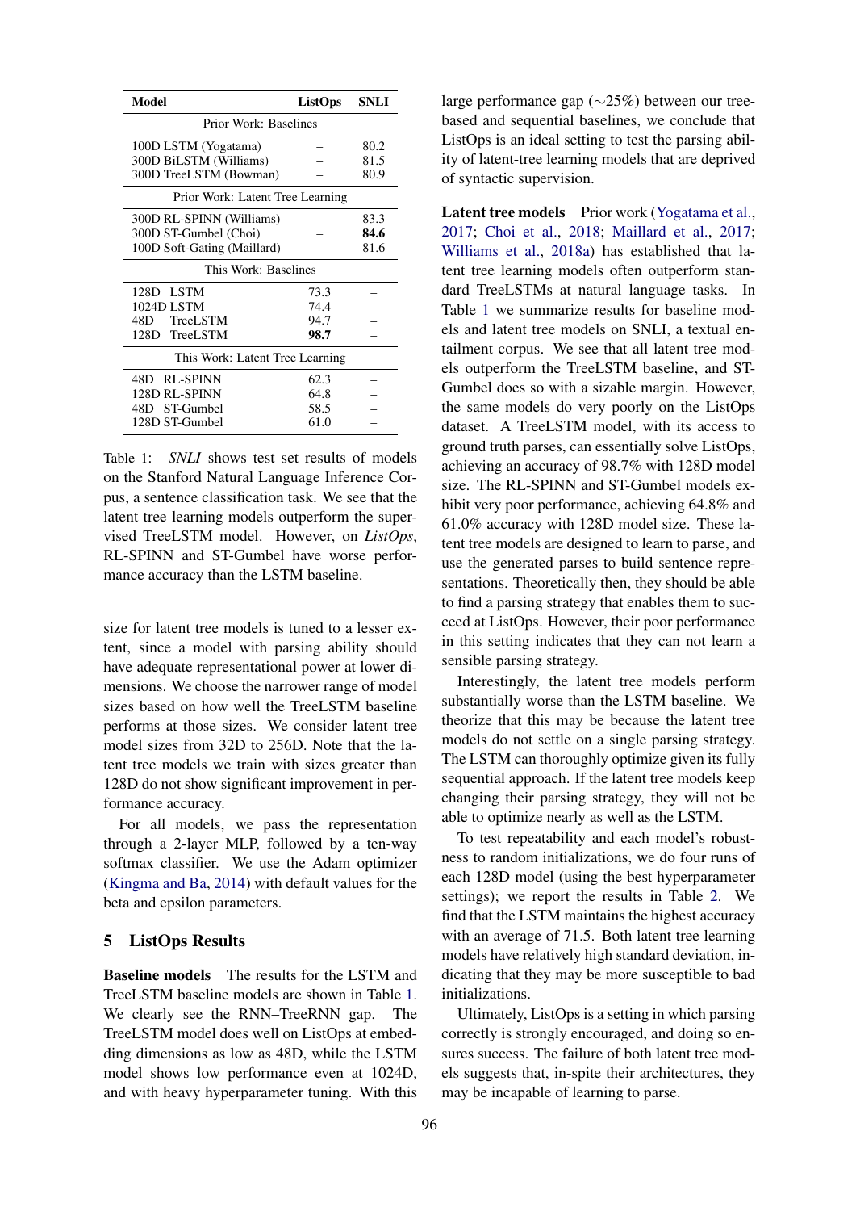| Model | ListOps | SNLI |
|---|---|---|
| Prior Work: Baselines | | |
| 100D LSTM (Yogatama) | – | 80.2 |
| 300D BiLSTM (Williams) | – | 81.5 |
| 300D TreeLSTM (Bowman) | – | 80.9 |
| Prior Work: Latent Tree Learning | | |
| 300D RL-SPINN (Williams) | – | 83.3 |
| 300D ST-Gumbel (Choi) | – | **84.6** |
| 100D Soft-Gating (Maillard) | – | 81.6 |
| This Work: Baselines | | |
| 128D LSTM | 73.3 | – |
| 1024D LSTM | 74.4 | – |
| 48D TreeLSTM | 94.7 | – |
| 128D TreeLSTM | **98.7** | – |
| This Work: Latent Tree Learning | | |
| 48D RL-SPINN | 62.3 | – |
| 128D RL-SPINN | 64.8 | – |
| 48D ST-Gumbel | 58.5 | – |
| 128D ST-Gumbel | 61.0 | – |

Table 1: *SNLI* shows test set results of models on the Stanford Natural Language Inference Corpus, a sentence classification task. We see that the latent tree learning models outperform the supervised TreeLSTM model. However, on *ListOps*, RL-SPINN and ST-Gumbel have worse performance accuracy than the LSTM baseline.

size for latent tree models is tuned to a lesser extent, since a model with parsing ability should have adequate representational power at lower dimensions. We choose the narrower range of model sizes based on how well the TreeLSTM baseline performs at those sizes. We consider latent tree model sizes from 32D to 256D. Note that the latent tree models we train with sizes greater than 128D do not show significant improvement in performance accuracy.

For all models, we pass the representation through a 2-layer MLP, followed by a ten-way softmax classifier. We use the Adam optimizer (Kingma and Ba, 2014) with default values for the beta and epsilon parameters.

## 5 ListOps Results

**Baseline models** The results for the LSTM and TreeLSTM baseline models are shown in Table 1. We clearly see the RNN–TreeRNN gap. The TreeLSTM model does well on ListOps at embedding dimensions as low as 48D, while the LSTM model shows low performance even at 1024D, and with heavy hyperparameter tuning. With this large performance gap (∼25%) between our tree-based and sequential baselines, we conclude that ListOps is an ideal setting to test the parsing ability of latent-tree learning models that are deprived of syntactic supervision.

**Latent tree models** Prior work (Yogatama et al., 2017; Choi et al., 2018; Maillard et al., 2017; Williams et al., 2018a) has established that latent tree learning models often outperform standard TreeLSTMs at natural language tasks. In Table 1 we summarize results for baseline models and latent tree models on SNLI, a textual entailment corpus. We see that all latent tree models outperform the TreeLSTM baseline, and ST-Gumbel does so with a sizable margin. However, the same models do very poorly on the ListOps dataset. A TreeLSTM model, with its access to ground truth parses, can essentially solve ListOps, achieving an accuracy of 98.7% with 128D model size. The RL-SPINN and ST-Gumbel models exhibit very poor performance, achieving 64.8% and 61.0% accuracy with 128D model size. These latent tree models are designed to learn to parse, and use the generated parses to build sentence representations. Theoretically then, they should be able to find a parsing strategy that enables them to succeed at ListOps. However, their poor performance in this setting indicates that they can not learn a sensible parsing strategy.

Interestingly, the latent tree models perform substantially worse than the LSTM baseline. We theorize that this may be because the latent tree models do not settle on a single parsing strategy. The LSTM can thoroughly optimize given its fully sequential approach. If the latent tree models keep changing their parsing strategy, they will not be able to optimize nearly as well as the LSTM.

To test repeatability and each model's robustness to random initializations, we do four runs of each 128D model (using the best hyperparameter settings); we report the results in Table 2. We find that the LSTM maintains the highest accuracy with an average of 71.5. Both latent tree learning models have relatively high standard deviation, indicating that they may be more susceptible to bad initializations.

Ultimately, ListOps is a setting in which parsing correctly is strongly encouraged, and doing so ensures success. The failure of both latent tree models suggests that, in-spite their architectures, they may be incapable of learning to parse.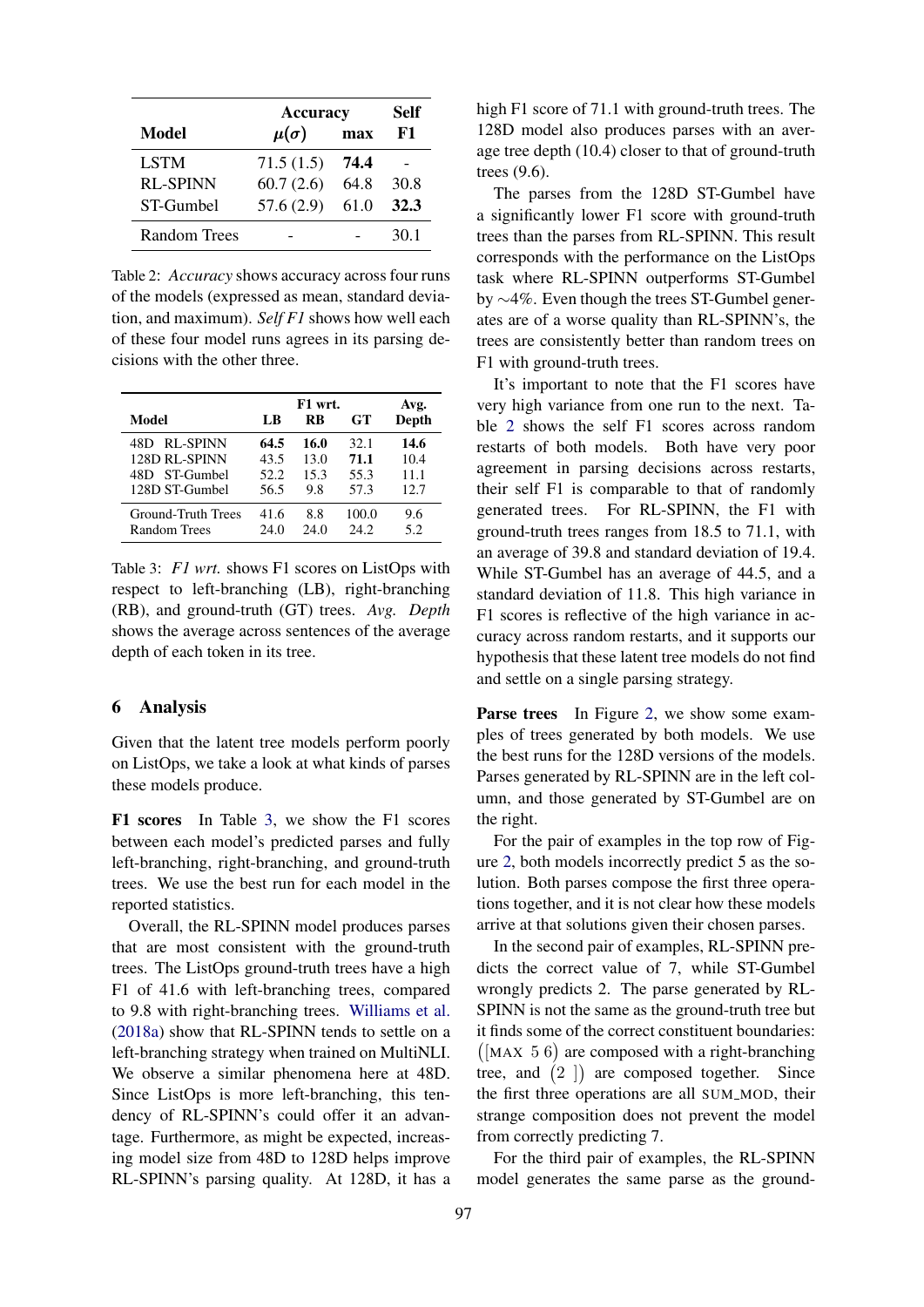| Model | Accuracy $\mu(\sigma)$ | Accuracy max | Self F1 |
|---|---|---|---|
| LSTM | 71.5 (1.5) | **74.4** | - |
| RL-SPINN | 60.7 (2.6) | 64.8 | 30.8 |
| ST-Gumbel | 57.6 (2.9) | 61.0 | **32.3** |
| Random Trees | - | - | 30.1 |

Table 2: *Accuracy* shows accuracy across four runs of the models (expressed as mean, standard deviation, and maximum). *Self F1* shows how well each of these four model runs agrees in its parsing decisions with the other three.

| Model | F1 wrt. LB | F1 wrt. RB | F1 wrt. GT | Avg. Depth |
|---|---|---|---|---|
| 48D RL-SPINN | **64.5** | **16.0** | 32.1 | **14.6** |
| 128D RL-SPINN | 43.5 | 13.0 | **71.1** | 10.4 |
| 48D ST-Gumbel | 52.2 | 15.3 | 55.3 | 11.1 |
| 128D ST-Gumbel | 56.5 | 9.8 | 57.3 | 12.7 |
| Ground-Truth Trees | 41.6 | 8.8 | 100.0 | 9.6 |
| Random Trees | 24.0 | 24.0 | 24.2 | 5.2 |

Table 3: *F1 wrt.* shows F1 scores on ListOps with respect to left-branching (LB), right-branching (RB), and ground-truth (GT) trees. *Avg. Depth* shows the average across sentences of the average depth of each token in its tree.

## 6 Analysis

Given that the latent tree models perform poorly on ListOps, we take a look at what kinds of parses these models produce.

**F1 scores** In Table 3, we show the F1 scores between each model's predicted parses and fully left-branching, right-branching, and ground-truth trees. We use the best run for each model in the reported statistics.

Overall, the RL-SPINN model produces parses that are most consistent with the ground-truth trees. The ListOps ground-truth trees have a high F1 of 41.6 with left-branching trees, compared to 9.8 with right-branching trees. Williams et al. (2018a) show that RL-SPINN tends to settle on a left-branching strategy when trained on MultiNLI. We observe a similar phenomena here at 48D. Since ListOps is more left-branching, this tendency of RL-SPINN's could offer it an advantage. Furthermore, as might be expected, increasing model size from 48D to 128D helps improve RL-SPINN's parsing quality. At 128D, it has a high F1 score of 71.1 with ground-truth trees. The 128D model also produces parses with an average tree depth (10.4) closer to that of ground-truth trees (9.6).

The parses from the 128D ST-Gumbel have a significantly lower F1 score with ground-truth trees than the parses from RL-SPINN. This result corresponds with the performance on the ListOps task where RL-SPINN outperforms ST-Gumbel by $\sim$4%. Even though the trees ST-Gumbel generates are of a worse quality than RL-SPINN's, the trees are consistently better than random trees on F1 with ground-truth trees.

It's important to note that the F1 scores have very high variance from one run to the next. Table 2 shows the self F1 scores across random restarts of both models. Both have very poor agreement in parsing decisions across restarts, their self F1 is comparable to that of randomly generated trees. For RL-SPINN, the F1 with ground-truth trees ranges from 18.5 to 71.1, with an average of 39.8 and standard deviation of 19.4. While ST-Gumbel has an average of 44.5, and a standard deviation of 11.8. This high variance in F1 scores is reflective of the high variance in accuracy across random restarts, and it supports our hypothesis that these latent tree models do not find and settle on a single parsing strategy.

**Parse trees** In Figure 2, we show some examples of trees generated by both models. We use the best runs for the 128D versions of the models. Parses generated by RL-SPINN are in the left column, and those generated by ST-Gumbel are on the right.

For the pair of examples in the top row of Figure 2, both models incorrectly predict 5 as the solution. Both parses compose the first three operations together, and it is not clear how these models arrive at that solutions given their chosen parses.

In the second pair of examples, RL-SPINN predicts the correct value of 7, while ST-Gumbel wrongly predicts 2. The parse generated by RL-SPINN is not the same as the ground-truth tree but it finds some of the correct constituent boundaries: ([MAX 5 6) are composed with a right-branching tree, and (2 ]) are composed together. Since the first three operations are all SUM_MOD, their strange composition does not prevent the model from correctly predicting 7.

For the third pair of examples, the RL-SPINN model generates the same parse as the ground-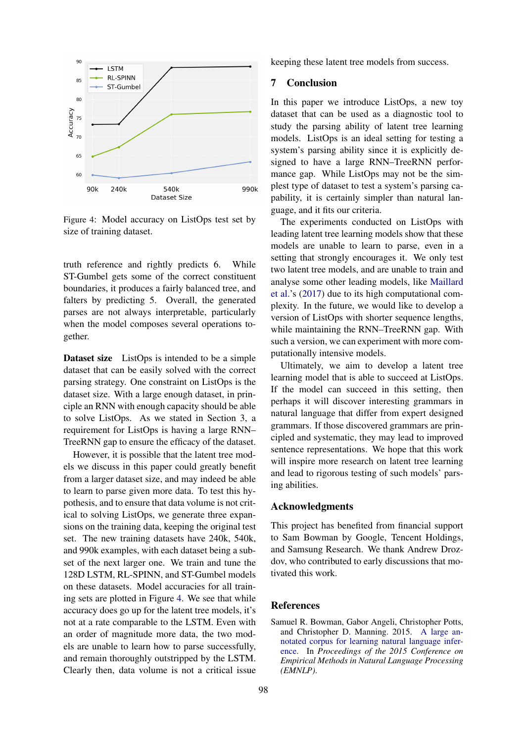Figure 4: Model accuracy on ListOps test set by size of training dataset.

truth reference and rightly predicts 6. While ST-Gumbel gets some of the correct constituent boundaries, it produces a fairly balanced tree, and falters by predicting 5. Overall, the generated parses are not always interpretable, particularly when the model composes several operations together.

**Dataset size** ListOps is intended to be a simple dataset that can be easily solved with the correct parsing strategy. One constraint on ListOps is the dataset size. With a large enough dataset, in principle an RNN with enough capacity should be able to solve ListOps. As we stated in Section 3, a requirement for ListOps is having a large RNN–TreeRNN gap to ensure the efficacy of the dataset.

However, it is possible that the latent tree models we discuss in this paper could greatly benefit from a larger dataset size, and may indeed be able to learn to parse given more data. To test this hypothesis, and to ensure that data volume is not critical to solving ListOps, we generate three expansions on the training data, keeping the original test set. The new training datasets have 240k, 540k, and 990k examples, with each dataset being a subset of the next larger one. We train and tune the 128D LSTM, RL-SPINN, and ST-Gumbel models on these datasets. Model accuracies for all training sets are plotted in Figure 4. We see that while accuracy does go up for the latent tree models, it's not at a rate comparable to the LSTM. Even with an order of magnitude more data, the two models are unable to learn how to parse successfully, and remain thoroughly outstripped by the LSTM. Clearly then, data volume is not a critical issue keeping these latent tree models from success.

## 7 Conclusion

In this paper we introduce ListOps, a new toy dataset that can be used as a diagnostic tool to study the parsing ability of latent tree learning models. ListOps is an ideal setting for testing a system's parsing ability since it is explicitly designed to have a large RNN–TreeRNN performance gap. While ListOps may not be the simplest type of dataset to test a system's parsing capability, it is certainly simpler than natural language, and it fits our criteria.

The experiments conducted on ListOps with leading latent tree learning models show that these models are unable to learn to parse, even in a setting that strongly encourages it. We only test two latent tree models, and are unable to train and analyse some other leading models, like Maillard et al.'s (2017) due to its high computational complexity. In the future, we would like to develop a version of ListOps with shorter sequence lengths, while maintaining the RNN–TreeRNN gap. With such a version, we can experiment with more computationally intensive models.

Ultimately, we aim to develop a latent tree learning model that is able to succeed at ListOps. If the model can succeed in this setting, then perhaps it will discover interesting grammars in natural language that differ from expert designed grammars. If those discovered grammars are principled and systematic, they may lead to improved sentence representations. We hope that this work will inspire more research on latent tree learning and lead to rigorous testing of such models' parsing abilities.

## Acknowledgments

This project has benefited from financial support to Sam Bowman by Google, Tencent Holdings, and Samsung Research. We thank Andrew Drozdov, who contributed to early discussions that motivated this work.

## References

Samuel R. Bowman, Gabor Angeli, Christopher Potts, and Christopher D. Manning. 2015. A large annotated corpus for learning natural language inference. In *Proceedings of the 2015 Conference on Empirical Methods in Natural Language Processing (EMNLP)*.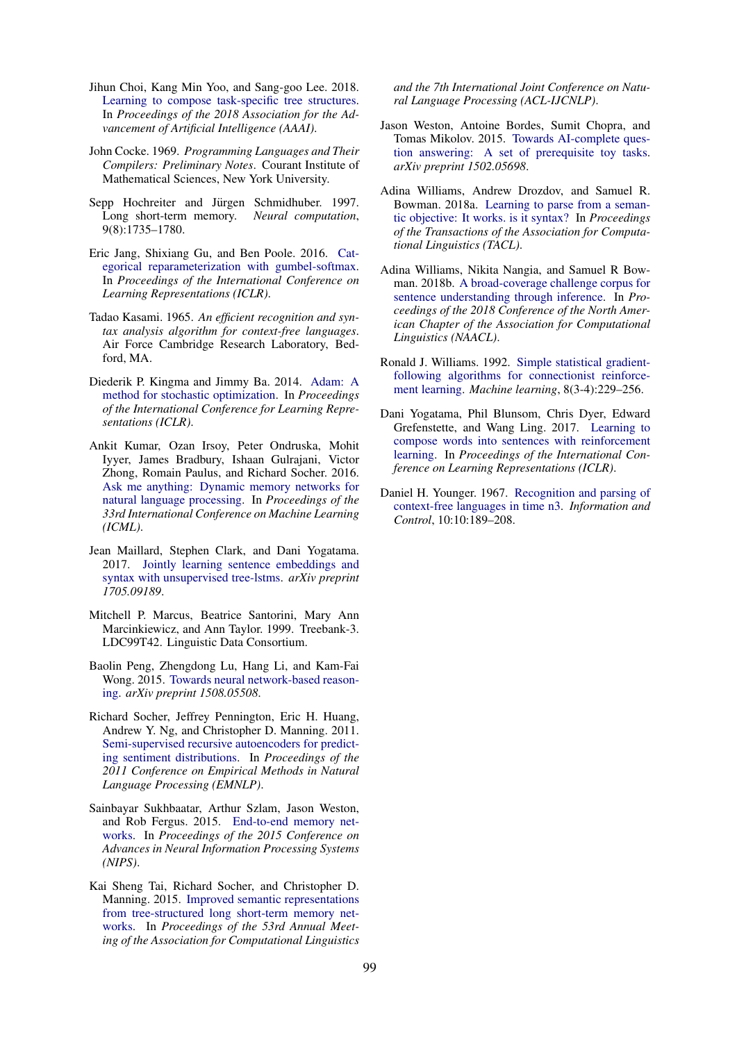Jihun Choi, Kang Min Yoo, and Sang-goo Lee. 2018. Learning to compose task-specific tree structures. In *Proceedings of the 2018 Association for the Advancement of Artificial Intelligence (AAAI)*.

John Cocke. 1969. *Programming Languages and Their Compilers: Preliminary Notes*. Courant Institute of Mathematical Sciences, New York University.

Sepp Hochreiter and Jürgen Schmidhuber. 1997. Long short-term memory. *Neural computation*, 9(8):1735–1780.

Eric Jang, Shixiang Gu, and Ben Poole. 2016. Categorical reparameterization with gumbel-softmax. In *Proceedings of the International Conference on Learning Representations (ICLR)*.

Tadao Kasami. 1965. *An efficient recognition and syntax analysis algorithm for context-free languages*. Air Force Cambridge Research Laboratory, Bedford, MA.

Diederik P. Kingma and Jimmy Ba. 2014. Adam: A method for stochastic optimization. In *Proceedings of the International Conference for Learning Representations (ICLR)*.

Ankit Kumar, Ozan Irsoy, Peter Ondruska, Mohit Iyyer, James Bradbury, Ishaan Gulrajani, Victor Zhong, Romain Paulus, and Richard Socher. 2016. Ask me anything: Dynamic memory networks for natural language processing. In *Proceedings of the 33rd International Conference on Machine Learning (ICML)*.

Jean Maillard, Stephen Clark, and Dani Yogatama. 2017. Jointly learning sentence embeddings and syntax with unsupervised tree-lstms. *arXiv preprint 1705.09189*.

Mitchell P. Marcus, Beatrice Santorini, Mary Ann Marcinkiewicz, and Ann Taylor. 1999. Treebank-3. LDC99T42. Linguistic Data Consortium.

Baolin Peng, Zhengdong Lu, Hang Li, and Kam-Fai Wong. 2015. Towards neural network-based reasoning. *arXiv preprint 1508.05508*.

Richard Socher, Jeffrey Pennington, Eric H. Huang, Andrew Y. Ng, and Christopher D. Manning. 2011. Semi-supervised recursive autoencoders for predicting sentiment distributions. In *Proceedings of the 2011 Conference on Empirical Methods in Natural Language Processing (EMNLP)*.

Sainbayar Sukhbaatar, Arthur Szlam, Jason Weston, and Rob Fergus. 2015. End-to-end memory networks. In *Proceedings of the 2015 Conference on Advances in Neural Information Processing Systems (NIPS)*.

Kai Sheng Tai, Richard Socher, and Christopher D. Manning. 2015. Improved semantic representations from tree-structured long short-term memory networks. In *Proceedings of the 53rd Annual Meeting of the Association for Computational Linguistics and the 7th International Joint Conference on Natural Language Processing (ACL-IJCNLP)*.

Jason Weston, Antoine Bordes, Sumit Chopra, and Tomas Mikolov. 2015. Towards AI-complete question answering: A set of prerequisite toy tasks. *arXiv preprint 1502.05698*.

Adina Williams, Andrew Drozdov, and Samuel R. Bowman. 2018a. Learning to parse from a semantic objective: It works. is it syntax? In *Proceedings of the Transactions of the Association for Computational Linguistics (TACL)*.

Adina Williams, Nikita Nangia, and Samuel R Bowman. 2018b. A broad-coverage challenge corpus for sentence understanding through inference. In *Proceedings of the 2018 Conference of the North American Chapter of the Association for Computational Linguistics (NAACL)*.

Ronald J. Williams. 1992. Simple statistical gradient-following algorithms for connectionist reinforcement learning. *Machine learning*, 8(3-4):229–256.

Dani Yogatama, Phil Blunsom, Chris Dyer, Edward Grefenstette, and Wang Ling. 2017. Learning to compose words into sentences with reinforcement learning. In *Proceedings of the International Conference on Learning Representations (ICLR)*.

Daniel H. Younger. 1967. Recognition and parsing of context-free languages in time n3. *Information and Control*, 10:10:189–208.